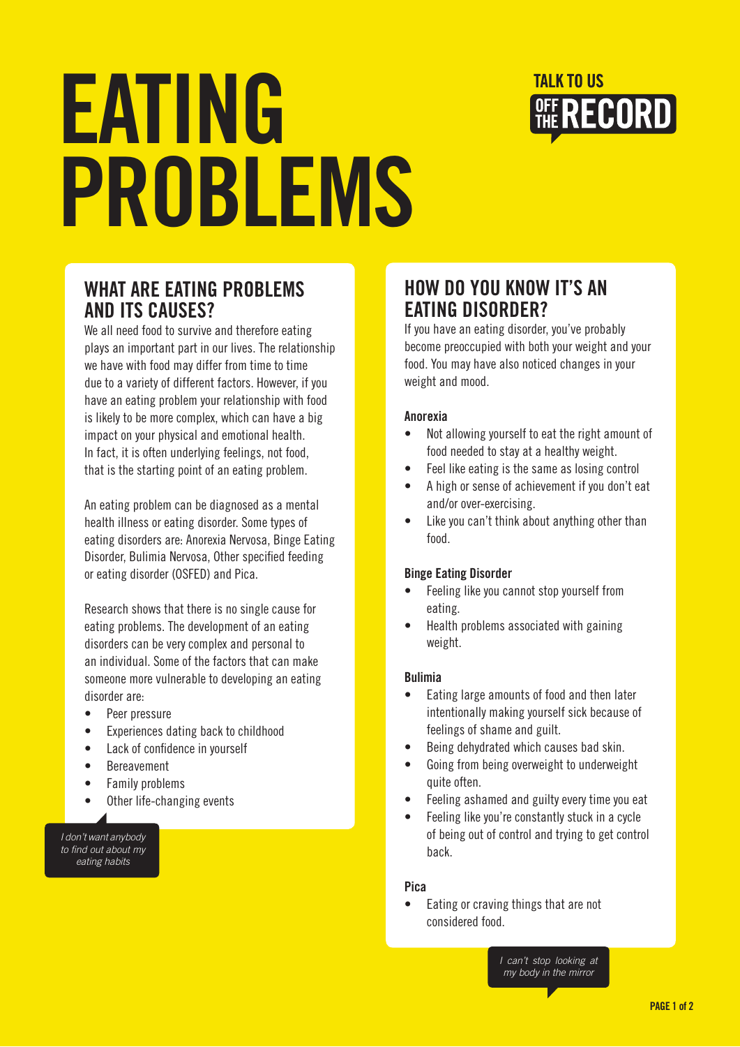# EATING PROBLEMS

TALK TO US **OFF THE RECORD**

## WHAT ARE EATING PROBLEMS AND ITS CAUSES?

We all need food to survive and therefore eating plays an important part in our lives. The relationship we have with food may differ from time to time due to a variety of different factors. However, if you have an eating problem your relationship with food is likely to be more complex, which can have a big impact on your physical and emotional health. In fact, it is often underlying feelings, not food, that is the starting point of an eating problem.

An eating problem can be diagnosed as a mental health illness or eating disorder. Some types of eating disorders are: Anorexia Nervosa, Binge Eating Disorder, Bulimia Nervosa, Other specified feeding or eating disorder (OSFED) and Pica.

Research shows that there is no single cause for eating problems. The development of an eating disorders can be very complex and personal to an individual. Some of the factors that can make someone more vulnerable to developing an eating disorder are:

- Peer pressure
- Experiences dating back to childhood
- Lack of confidence in yourself
- Bereavement
- Family problems
- Other life-changing events

*I don't want anybody to find out about my eating habits*

## HOW DO YOU KNOW IT'S AN EATING DISORDER?

If you have an eating disorder, you've probably become preoccupied with both your weight and your food. You may have also noticed changes in your weight and mood.

**Anorexia**

- Not allowing yourself to eat the right amount of food needed to stay at a healthy weight.
- Feel like eating is the same as losing control
- A high or sense of achievement if you don't eat and/or over-exercising.
- Like you can't think about anything other than food.

**Binge Eating Disorder**

- Feeling like you cannot stop yourself from eating.
- Health problems associated with gaining weight.

**Bulimia**

- Eating large amounts of food and then later intentionally making yourself sick because of feelings of shame and guilt.
- Being dehydrated which causes bad skin.
- Going from being overweight to underweight quite often.
- Feeling ashamed and guilty every time you eat
- Feeling like you're constantly stuck in a cycle of being out of control and trying to get control back.

**Pica**

- Eating or craving things that are not considered food.

*I can't stop looking at my body in the mirror*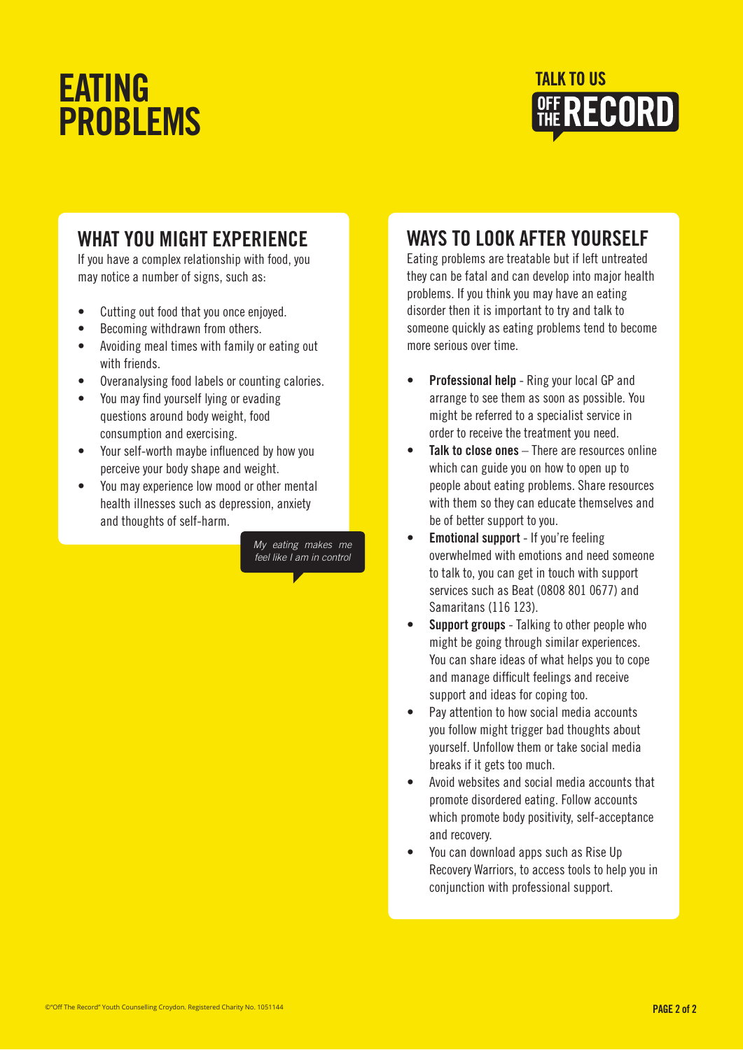# EATING PROBLEMS

TALK TO US

OFF THE RECORD

## WHAT YOU MIGHT EXPERIENCE

If you have a complex relationship with food, you may notice a number of signs, such as:

- Cutting out food that you once enjoyed.
- Becoming withdrawn from others.
- Avoiding meal times with family or eating out with friends.
- Overanalysing food labels or counting calories.
- You may find yourself lying or evading questions around body weight, food consumption and exercising.
- Your self-worth maybe influenced by how you perceive your body shape and weight.
- You may experience low mood or other mental health illnesses such as depression, anxiety and thoughts of self-harm.

*My eating makes me feel like I am in control*

## WAYS TO LOOK AFTER YOURSELF

Eating problems are treatable but if left untreated they can be fatal and can develop into major health problems. If you think you may have an eating disorder then it is important to try and talk to someone quickly as eating problems tend to become more serious over time.

- **Professional help** - Ring your local GP and arrange to see them as soon as possible. You might be referred to a specialist service in order to receive the treatment you need.
- **Talk to close ones** – There are resources online which can guide you on how to open up to people about eating problems. Share resources with them so they can educate themselves and be of better support to you.
- **Emotional support** - If you're feeling overwhelmed with emotions and need someone to talk to, you can get in touch with support services such as Beat (0808 801 0677) and Samaritans (116 123).
- **Support groups** - Talking to other people who might be going through similar experiences. You can share ideas of what helps you to cope and manage difficult feelings and receive support and ideas for coping too.
- Pay attention to how social media accounts you follow might trigger bad thoughts about yourself. Unfollow them or take social media breaks if it gets too much.
- Avoid websites and social media accounts that promote disordered eating. Follow accounts which promote body positivity, self-acceptance and recovery.
- You can download apps such as Rise Up Recovery Warriors, to access tools to help you in conjunction with professional support.

©"Off The Record" Youth Counselling Croydon. Registered Charity No. 1051144